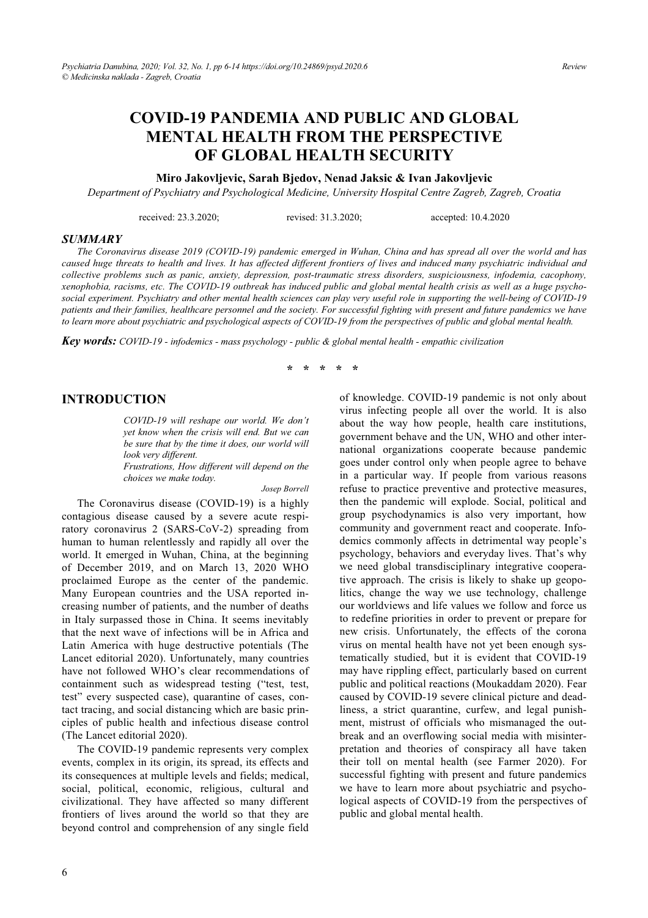# COVID-19 PANDEMIA AND PUBLIC AND GLOBAL MENTAL HEALTH FROM THE PERSPECTIVE OF GLOBAL HEALTH SECURITY

**Miro Jakovljevic, Sarah Bjedov, Nenad Jaksic & Ivan Jakovljevic**

*Department of Psychiatry and Psychological Medicine, University Hospital Centre Zagreb, Zagreb, Croatia*

received: 23.3.2020; revised: 31.3.2020; accepted: 10.4.2020

## SUMMARY

*The Coronavirus disease 2019 (COVID-19) pandemic emerged in Wuhan, China and has spread all over the world and has caused huge threats to health and lives. It has affected different frontiers of lives and induced many psychiatric individual and collective problems such as panic, anxiety, depression, post-traumatic stress disorders, suspiciousness, infodemia, cacophony, xenophobia, racisms, etc. The COVID-19 outbreak has induced public and global mental health crisis as well as a huge psycho-social experiment. Psychiatry and other mental health sciences can play very useful role in supporting the well-being of COVID-19 patients and their families, healthcare personnel and the society. For successful fighting with present and future pandemics we have to learn more about psychiatric and psychological aspects of COVID-19 from the perspectives of public and global mental health.*

***Key words:*** *COVID-19 - infodemics - mass psychology - public & global mental health - empathic civilization*

\* \* \* \* \*

## INTRODUCTION

> *COVID-19 will reshape our world. We don't yet know when the crisis will end. But we can be sure that by the time it does, our world will look very different.*
> *Frustrations, How different will depend on the choices we make today.*
>
> *Josep Borrell*

The Coronavirus disease (COVID-19) is a highly contagious disease caused by a severe acute respiratory coronavirus 2 (SARS-CoV-2) spreading from human to human relentlessly and rapidly all over the world. It emerged in Wuhan, China, at the beginning of December 2019, and on March 13, 2020 WHO proclaimed Europe as the center of the pandemic. Many European countries and the USA reported increasing number of patients, and the number of deaths in Italy surpassed those in China. It seems inevitably that the next wave of infections will be in Africa and Latin America with huge destructive potentials (The Lancet editorial 2020). Unfortunately, many countries have not followed WHO's clear recommendations of containment such as widespread testing ("test, test, test" every suspected case), quarantine of cases, contact tracing, and social distancing which are basic principles of public health and infectious disease control (The Lancet editorial 2020).

The COVID-19 pandemic represents very complex events, complex in its origin, its spread, its effects and its consequences at multiple levels and fields; medical, social, political, economic, religious, cultural and civilizational. They have affected so many different frontiers of lives around the world so that they are beyond control and comprehension of any single field of knowledge. COVID-19 pandemic is not only about virus infecting people all over the world. It is also about the way how people, health care institutions, government behave and the UN, WHO and other international organizations cooperate because pandemic goes under control only when people agree to behave in a particular way. If people from various reasons refuse to practice preventive and protective measures, then the pandemic will explode. Social, political and group psychodynamics is also very important, how community and government react and cooperate. Infodemics commonly affects in detrimental way people's psychology, behaviors and everyday lives. That's why we need global transdisciplinary integrative cooperative approach. The crisis is likely to shake up geopolitics, change the way we use technology, challenge our worldviews and life values we follow and force us to redefine priorities in order to prevent or prepare for new crisis. Unfortunately, the effects of the corona virus on mental health have not yet been enough systematically studied, but it is evident that COVID-19 may have rippling effect, particularly based on current public and political reactions (Moukaddam 2020). Fear caused by COVID-19 severe clinical picture and deadliness, a strict quarantine, curfew, and legal punishment, mistrust of officials who mismanaged the outbreak and an overflowing social media with misinterpretation and theories of conspiracy all have taken their toll on mental health (see Farmer 2020). For successful fighting with present and future pandemics we have to learn more about psychiatric and psychological aspects of COVID-19 from the perspectives of public and global mental health.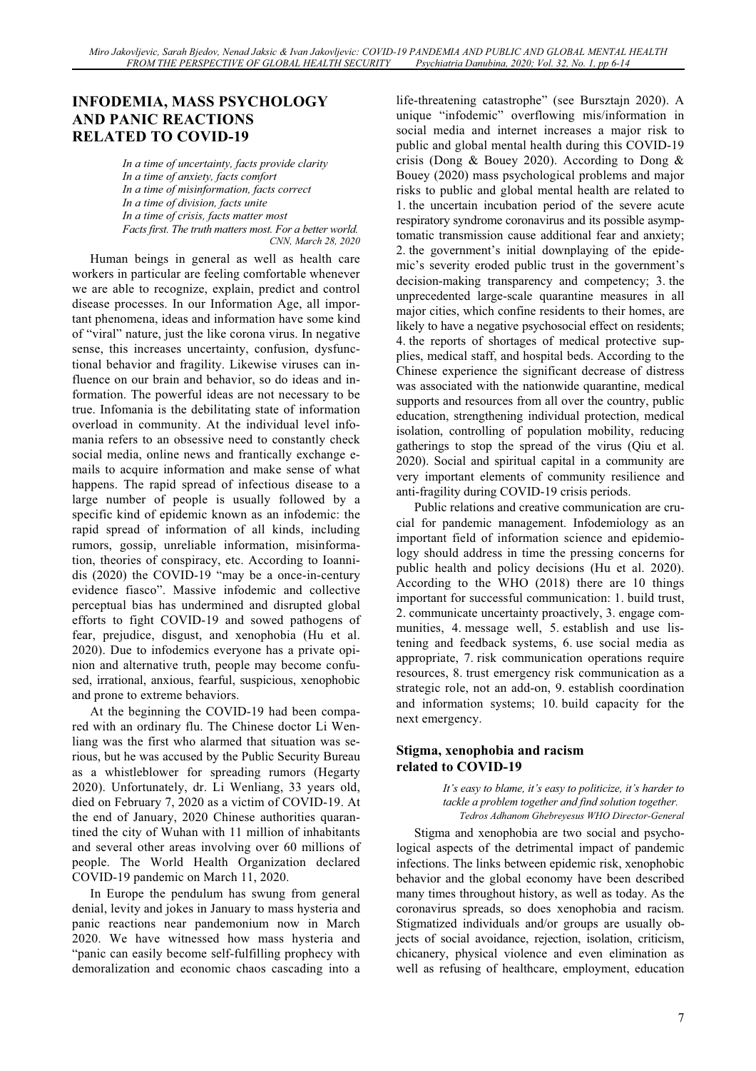## INFODEMIA, MASS PSYCHOLOGY AND PANIC REACTIONS RELATED TO COVID-19

*In a time of uncertainty, facts provide clarity*
*In a time of anxiety, facts comfort*
*In a time of misinformation, facts correct*
*In a time of division, facts unite*
*In a time of crisis, facts matter most*
*Facts first. The truth matters most. For a better world.*
*CNN, March 28, 2020*

Human beings in general as well as health care workers in particular are feeling comfortable whenever we are able to recognize, explain, predict and control disease processes. In our Information Age, all important phenomena, ideas and information have some kind of "viral" nature, just the like corona virus. In negative sense, this increases uncertainty, confusion, dysfunctional behavior and fragility. Likewise viruses can influence on our brain and behavior, so do ideas and information. The powerful ideas are not necessary to be true. Infomania is the debilitating state of information overload in community. At the individual level infomania refers to an obsessive need to constantly check social media, online news and frantically exchange e-mails to acquire information and make sense of what happens. The rapid spread of infectious disease to a large number of people is usually followed by a specific kind of epidemic known as an infodemic: the rapid spread of information of all kinds, including rumors, gossip, unreliable information, misinformation, theories of conspiracy, etc. According to Ioannidis (2020) the COVID-19 "may be a once-in-century evidence fiasco". Massive infodemic and collective perceptual bias has undermined and disrupted global efforts to fight COVID-19 and sowed pathogens of fear, prejudice, disgust, and xenophobia (Hu et al. 2020). Due to infodemics everyone has a private opinion and alternative truth, people may become confused, irrational, anxious, fearful, suspicious, xenophobic and prone to extreme behaviors.

At the beginning the COVID-19 had been compared with an ordinary flu. The Chinese doctor Li Wenliang was the first who alarmed that situation was serious, but he was accused by the Public Security Bureau as a whistleblower for spreading rumors (Hegarty 2020). Unfortunately, dr. Li Wenliang, 33 years old, died on February 7, 2020 as a victim of COVID-19. At the end of January, 2020 Chinese authorities quarantined the city of Wuhan with 11 million of inhabitants and several other areas involving over 60 millions of people. The World Health Organization declared COVID-19 pandemic on March 11, 2020.

In Europe the pendulum has swung from general denial, levity and jokes in January to mass hysteria and panic reactions near pandemonium now in March 2020. We have witnessed how mass hysteria and "panic can easily become self-fulfilling prophecy with demoralization and economic chaos cascading into a life-threatening catastrophe" (see Bursztajn 2020). A unique "infodemic" overflowing mis/information in social media and internet increases a major risk to public and global mental health during this COVID-19 crisis (Dong & Bouey 2020). According to Dong & Bouey (2020) mass psychological problems and major risks to public and global mental health are related to 1. the uncertain incubation period of the severe acute respiratory syndrome coronavirus and its possible asymptomatic transmission cause additional fear and anxiety; 2. the government's initial downplaying of the epidemic's severity eroded public trust in the government's decision-making transparency and competency; 3. the unprecedented large-scale quarantine measures in all major cities, which confine residents to their homes, are likely to have a negative psychosocial effect on residents; 4. the reports of shortages of medical protective supplies, medical staff, and hospital beds. According to the Chinese experience the significant decrease of distress was associated with the nationwide quarantine, medical supports and resources from all over the country, public education, strengthening individual protection, medical isolation, controlling of population mobility, reducing gatherings to stop the spread of the virus (Qiu et al. 2020). Social and spiritual capital in a community are very important elements of community resilience and anti-fragility during COVID-19 crisis periods.

Public relations and creative communication are crucial for pandemic management. Infodemiology as an important field of information science and epidemiology should address in time the pressing concerns for public health and policy decisions (Hu et al. 2020). According to the WHO (2018) there are 10 things important for successful communication: 1. build trust, 2. communicate uncertainty proactively, 3. engage communities, 4. message well, 5. establish and use listening and feedback systems, 6. use social media as appropriate, 7. risk communication operations require resources, 8. trust emergency risk communication as a strategic role, not an add-on, 9. establish coordination and information systems; 10. build capacity for the next emergency.

### Stigma, xenophobia and racism related to COVID-19

*It's easy to blame, it's easy to politicize, it's harder to tackle a problem together and find solution together.*
*Tedros Adhanom Ghebreyesus WHO Director-General*

Stigma and xenophobia are two social and psychological aspects of the detrimental impact of pandemic infections. The links between epidemic risk, xenophobic behavior and the global economy have been described many times throughout history, as well as today. As the coronavirus spreads, so does xenophobia and racism. Stigmatized individuals and/or groups are usually objects of social avoidance, rejection, isolation, criticism, chicanery, physical violence and even elimination as well as refusing of healthcare, employment, education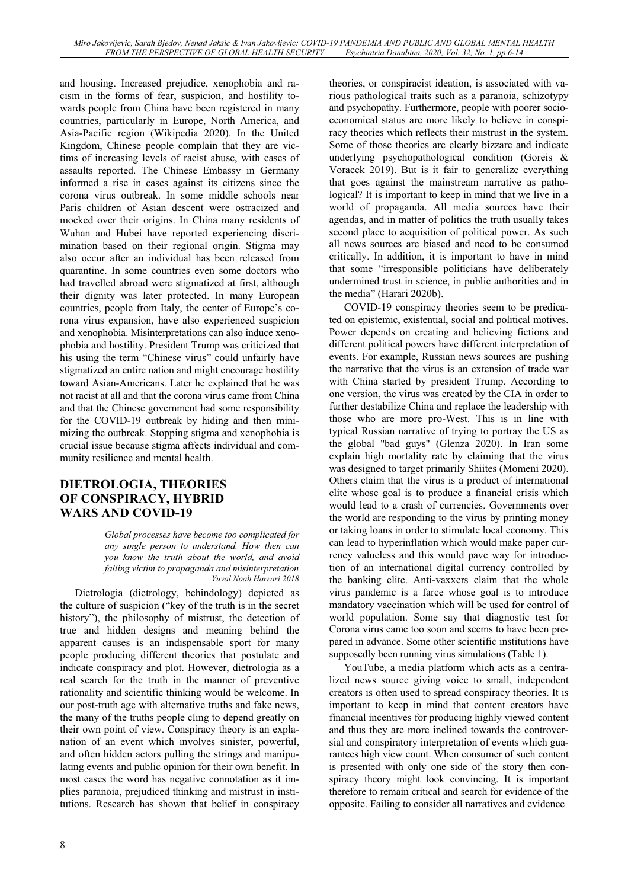and housing. Increased prejudice, xenophobia and racism in the forms of fear, suspicion, and hostility towards people from China have been registered in many countries, particularly in Europe, North America, and Asia-Pacific region (Wikipedia 2020). In the United Kingdom, Chinese people complain that they are victims of increasing levels of racist abuse, with cases of assaults reported. The Chinese Embassy in Germany informed a rise in cases against its citizens since the corona virus outbreak. In some middle schools near Paris children of Asian descent were ostracized and mocked over their origins. In China many residents of Wuhan and Hubei have reported experiencing discrimination based on their regional origin. Stigma may also occur after an individual has been released from quarantine. In some countries even some doctors who had travelled abroad were stigmatized at first, although their dignity was later protected. In many European countries, people from Italy, the center of Europe's corona virus expansion, have also experienced suspicion and xenophobia. Misinterpretations can also induce xenophobia and hostility. President Trump was criticized that his using the term "Chinese virus" could unfairly have stigmatized an entire nation and might encourage hostility toward Asian-Americans. Later he explained that he was not racist at all and that the corona virus came from China and that the Chinese government had some responsibility for the COVID-19 outbreak by hiding and then minimizing the outbreak. Stopping stigma and xenophobia is crucial issue because stigma affects individual and community resilience and mental health.

## DIETROLOGIA, THEORIES OF CONSPIRACY, HYBRID WARS AND COVID-19

*Global processes have become too complicated for any single person to understand. How then can you know the truth about the world, and avoid falling victim to propaganda and misinterpretation*
*Yuval Noah Harrari 2018*

Dietrologia (dietrology, behindology) depicted as the culture of suspicion ("key of the truth is in the secret history"), the philosophy of mistrust, the detection of true and hidden designs and meaning behind the apparent causes is an indispensable sport for many people producing different theories that postulate and indicate conspiracy and plot. However, dietrologia as a real search for the truth in the manner of preventive rationality and scientific thinking would be welcome. In our post-truth age with alternative truths and fake news, the many of the truths people cling to depend greatly on their own point of view. Conspiracy theory is an explanation of an event which involves sinister, powerful, and often hidden actors pulling the strings and manipulating events and public opinion for their own benefit. In most cases the word has negative connotation as it implies paranoia, prejudiced thinking and mistrust in institutions. Research has shown that belief in conspiracy theories, or conspiracist ideation, is associated with various pathological traits such as a paranoia, schizotypy and psychopathy. Furthermore, people with poorer socioeconomical status are more likely to believe in conspiracy theories which reflects their mistrust in the system. Some of those theories are clearly bizzare and indicate underlying psychopathological condition (Goreis & Voracek 2019). But is it fair to generalize everything that goes against the mainstream narrative as pathological? It is important to keep in mind that we live in a world of propaganda. All media sources have their agendas, and in matter of politics the truth usually takes second place to acquisition of political power. As such all news sources are biased and need to be consumed critically. In addition, it is important to have in mind that some "irresponsible politicians have deliberately undermined trust in science, in public authorities and in the media" (Harari 2020b).

COVID-19 conspiracy theories seem to be predicated on epistemic, existential, social and political motives. Power depends on creating and believing fictions and different political powers have different interpretation of events. For example, Russian news sources are pushing the narrative that the virus is an extension of trade war with China started by president Trump. According to one version, the virus was created by the CIA in order to further destabilize China and replace the leadership with those who are more pro-West. This is in line with typical Russian narrative of trying to portray the US as the global "bad guys" (Glenza 2020). In Iran some explain high mortality rate by claiming that the virus was designed to target primarily Shiites (Momeni 2020). Others claim that the virus is a product of international elite whose goal is to produce a financial crisis which would lead to a crash of currencies. Governments over the world are responding to the virus by printing money or taking loans in order to stimulate local economy. This can lead to hyperinflation which would make paper currency valueless and this would pave way for introduction of an international digital currency controlled by the banking elite. Anti-vaxxers claim that the whole virus pandemic is a farce whose goal is to introduce mandatory vaccination which will be used for control of world population. Some say that diagnostic test for Corona virus came too soon and seems to have been prepared in advance. Some other scientific institutions have supposedly been running virus simulations (Table 1).

YouTube, a media platform which acts as a centralized news source giving voice to small, independent creators is often used to spread conspiracy theories. It is important to keep in mind that content creators have financial incentives for producing highly viewed content and thus they are more inclined towards the controversial and conspiratory interpretation of events which guarantees high view count. When consumer of such content is presented with only one side of the story then conspiracy theory might look convincing. It is important therefore to remain critical and search for evidence of the opposite. Failing to consider all narratives and evidence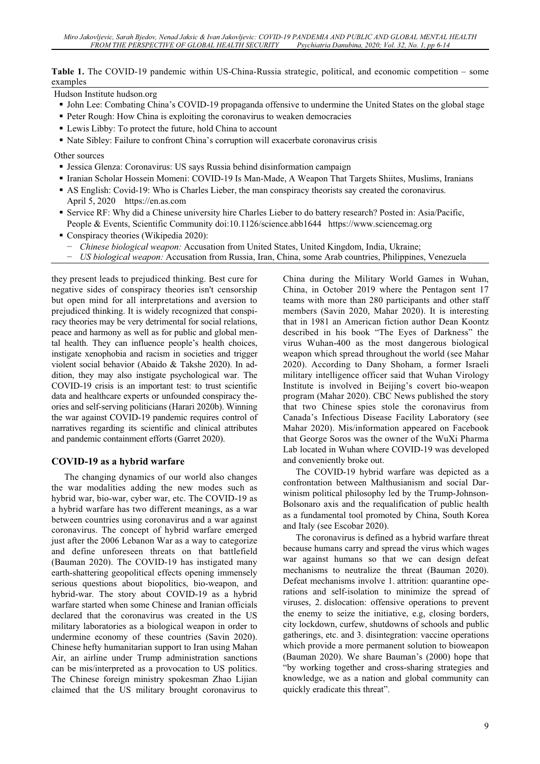**Table 1.** The COVID-19 pandemic within US-China-Russia strategic, political, and economic competition – some examples

Hudson Institute hudson.org

- John Lee: Combating China's COVID-19 propaganda offensive to undermine the United States on the global stage
- Peter Rough: How China is exploiting the coronavirus to weaken democracies
- Lewis Libby: To protect the future, hold China to account
- Nate Sibley: Failure to confront China's corruption will exacerbate coronavirus crisis

Other sources

- Jessica Glenza: Coronavirus: US says Russia behind disinformation campaign
- Iranian Scholar Hossein Momeni: COVID-19 Is Man-Made, A Weapon That Targets Shiites, Muslims, Iranians
- AS English: Covid-19: Who is Charles Lieber, the man conspiracy theorists say created the coronavirus. April 5, 2020 https://en.as.com
- Service RF: Why did a Chinese university hire Charles Lieber to do battery research? Posted in: Asia/Pacific, People & Events, Scientific Community doi:10.1126/science.abb1644 https://www.sciencemag.org
- Conspiracy theories (Wikipedia 2020):
  - *Chinese biological weapon:* Accusation from United States, United Kingdom, India, Ukraine;
  - *US biological weapon:* Accusation from Russia, Iran, China, some Arab countries, Philippines, Venezuela

they present leads to prejudiced thinking. Best cure for negative sides of conspiracy theories isn't censorship but open mind for all interpretations and aversion to prejudiced thinking. It is widely recognized that conspiracy theories may be very detrimental for social relations, peace and harmony as well as for public and global mental health. They can influence people's health choices, instigate xenophobia and racism in societies and trigger violent social behavior (Abaido & Takshe 2020). In addition, they may also instigate psychological war. The COVID-19 crisis is an important test: to trust scientific data and healthcare experts or unfounded conspiracy theories and self-serving politicians (Harari 2020b). Winning the war against COVID-19 pandemic requires control of narratives regarding its scientific and clinical attributes and pandemic containment efforts (Garret 2020).

## COVID-19 as a hybrid warfare

The changing dynamics of our world also changes the war modalities adding the new modes such as hybrid war, bio-war, cyber war, etc. The COVID-19 as a hybrid warfare has two different meanings, as a war between countries using coronavirus and a war against coronavirus. The concept of hybrid warfare emerged just after the 2006 Lebanon War as a way to categorize and define unforeseen threats on that battlefield (Bauman 2020). The COVID-19 has instigated many earth-shattering geopolitical effects opening immensely serious questions about biopolitics, bio-weapon, and hybrid-war. The story about COVID-19 as a hybrid warfare started when some Chinese and Iranian officials declared that the coronavirus was created in the US military laboratories as a biological weapon in order to undermine economy of these countries (Savin 2020). Chinese hefty humanitarian support to Iran using Mahan Air, an airline under Trump administration sanctions can be mis/interpreted as a provocation to US politics. The Chinese foreign ministry spokesman Zhao Lijian claimed that the US military brought coronavirus to China during the Military World Games in Wuhan, China, in October 2019 where the Pentagon sent 17 teams with more than 280 participants and other staff members (Savin 2020, Mahar 2020). It is interesting that in 1981 an American fiction author Dean Koontz described in his book "The Eyes of Darkness" the virus Wuhan-400 as the most dangerous biological weapon which spread throughout the world (see Mahar 2020). According to Dany Shoham, a former Israeli military intelligence officer said that Wuhan Virology Institute is involved in Beijing's covert bio-weapon program (Mahar 2020). CBC News published the story that two Chinese spies stole the coronavirus from Canada's Infectious Disease Facility Laboratory (see Mahar 2020). Mis/information appeared on Facebook that George Soros was the owner of the WuXi Pharma Lab located in Wuhan where COVID-19 was developed and conveniently broke out.

The COVID-19 hybrid warfare was depicted as a confrontation between Malthusianism and social Darwinism political philosophy led by the Trump-Johnson-Bolsonaro axis and the requalification of public health as a fundamental tool promoted by China, South Korea and Italy (see Escobar 2020).

The coronavirus is defined as a hybrid warfare threat because humans carry and spread the virus which wages war against humans so that we can design defeat mechanisms to neutralize the threat (Bauman 2020). Defeat mechanisms involve 1. attrition: quarantine operations and self-isolation to minimize the spread of viruses, 2. dislocation: offensive operations to prevent the enemy to seize the initiative, e.g, closing borders, city lockdown, curfew, shutdowns of schools and public gatherings, etc. and 3. disintegration: vaccine operations which provide a more permanent solution to bioweapon (Bauman 2020). We share Bauman's (2000) hope that "by working together and cross-sharing strategies and knowledge, we as a nation and global community can quickly eradicate this threat".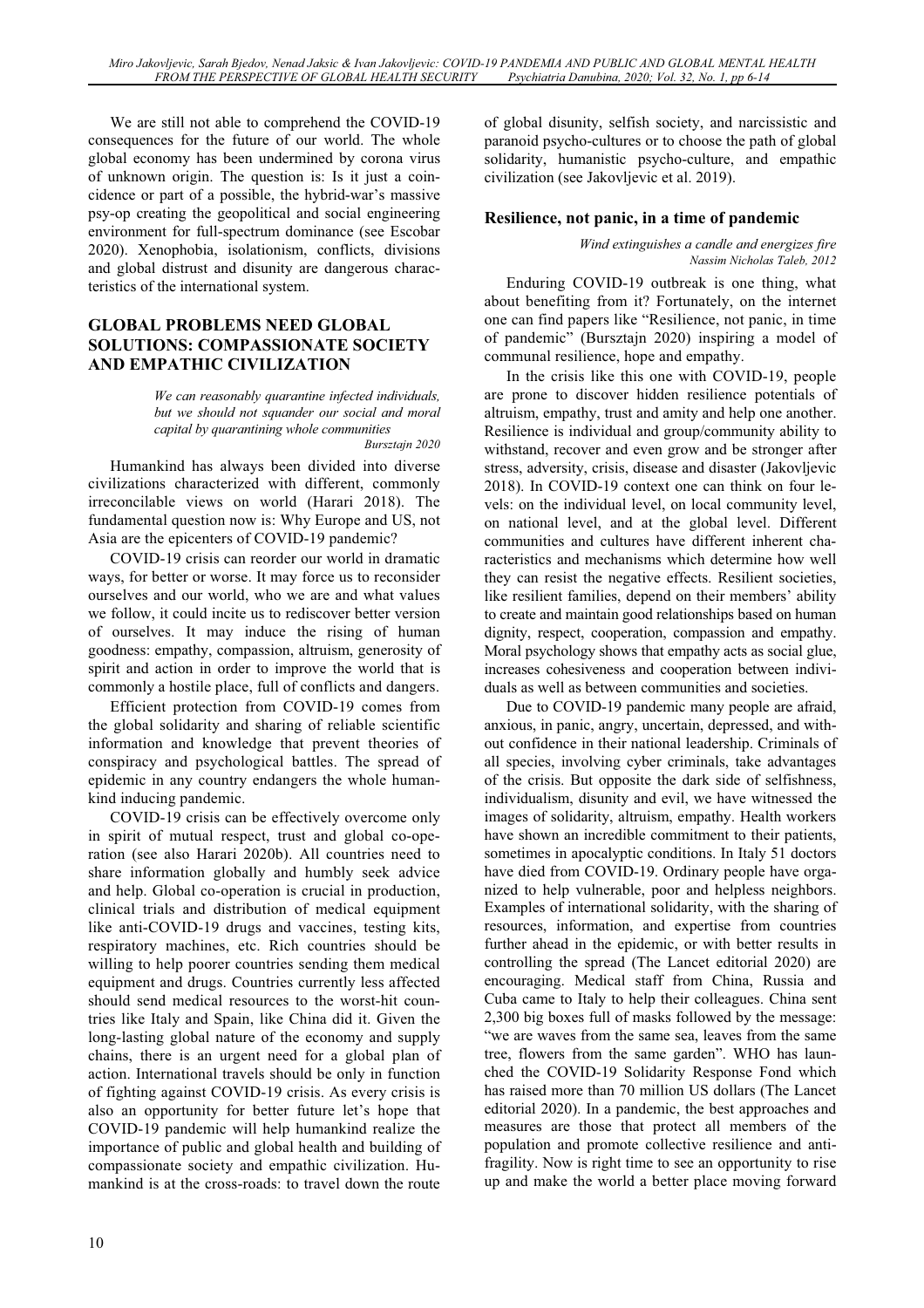We are still not able to comprehend the COVID-19 consequences for the future of our world. The whole global economy has been undermined by corona virus of unknown origin. The question is: Is it just a coincidence or part of a possible, the hybrid-war's massive psy-op creating the geopolitical and social engineering environment for full-spectrum dominance (see Escobar 2020). Xenophobia, isolationism, conflicts, divisions and global distrust and disunity are dangerous characteristics of the international system.

## GLOBAL PROBLEMS NEED GLOBAL SOLUTIONS: COMPASSIONATE SOCIETY AND EMPATHIC CIVILIZATION

> *We can reasonably quarantine infected individuals, but we should not squander our social and moral capital by quarantining whole communities*
> *Bursztajn 2020*

Humankind has always been divided into diverse civilizations characterized with different, commonly irreconcilable views on world (Harari 2018). The fundamental question now is: Why Europe and US, not Asia are the epicenters of COVID-19 pandemic?

COVID-19 crisis can reorder our world in dramatic ways, for better or worse. It may force us to reconsider ourselves and our world, who we are and what values we follow, it could incite us to rediscover better version of ourselves. It may induce the rising of human goodness: empathy, compassion, altruism, generosity of spirit and action in order to improve the world that is commonly a hostile place, full of conflicts and dangers.

Efficient protection from COVID-19 comes from the global solidarity and sharing of reliable scientific information and knowledge that prevent theories of conspiracy and psychological battles. The spread of epidemic in any country endangers the whole humankind inducing pandemic.

COVID-19 crisis can be effectively overcome only in spirit of mutual respect, trust and global co-operation (see also Harari 2020b). All countries need to share information globally and humbly seek advice and help. Global co-operation is crucial in production, clinical trials and distribution of medical equipment like anti-COVID-19 drugs and vaccines, testing kits, respiratory machines, etc. Rich countries should be willing to help poorer countries sending them medical equipment and drugs. Countries currently less affected should send medical resources to the worst-hit countries like Italy and Spain, like China did it. Given the long-lasting global nature of the economy and supply chains, there is an urgent need for a global plan of action. International travels should be only in function of fighting against COVID-19 crisis. As every crisis is also an opportunity for better future let's hope that COVID-19 pandemic will help humankind realize the importance of public and global health and building of compassionate society and empathic civilization. Humankind is at the cross-roads: to travel down the route of global disunity, selfish society, and narcissistic and paranoid psycho-cultures or to choose the path of global solidarity, humanistic psycho-culture, and empathic civilization (see Jakovljevic et al. 2019).

### Resilience, not panic, in a time of pandemic

> *Wind extinguishes a candle and energizes fire*
> *Nassim Nicholas Taleb, 2012*

Enduring COVID-19 outbreak is one thing, what about benefiting from it? Fortunately, on the internet one can find papers like "Resilience, not panic, in time of pandemic" (Bursztajn 2020) inspiring a model of communal resilience, hope and empathy.

In the crisis like this one with COVID-19, people are prone to discover hidden resilience potentials of altruism, empathy, trust and amity and help one another. Resilience is individual and group/community ability to withstand, recover and even grow and be stronger after stress, adversity, crisis, disease and disaster (Jakovljevic 2018). In COVID-19 context one can think on four levels: on the individual level, on local community level, on national level, and at the global level. Different communities and cultures have different inherent characteristics and mechanisms which determine how well they can resist the negative effects. Resilient societies, like resilient families, depend on their members' ability to create and maintain good relationships based on human dignity, respect, cooperation, compassion and empathy. Moral psychology shows that empathy acts as social glue, increases cohesiveness and cooperation between individuals as well as between communities and societies.

Due to COVID-19 pandemic many people are afraid, anxious, in panic, angry, uncertain, depressed, and without confidence in their national leadership. Criminals of all species, involving cyber criminals, take advantages of the crisis. But opposite the dark side of selfishness, individualism, disunity and evil, we have witnessed the images of solidarity, altruism, empathy. Health workers have shown an incredible commitment to their patients, sometimes in apocalyptic conditions. In Italy 51 doctors have died from COVID-19. Ordinary people have organized to help vulnerable, poor and helpless neighbors. Examples of international solidarity, with the sharing of resources, information, and expertise from countries further ahead in the epidemic, or with better results in controlling the spread (The Lancet editorial 2020) are encouraging. Medical staff from China, Russia and Cuba came to Italy to help their colleagues. China sent 2,300 big boxes full of masks followed by the message: "we are waves from the same sea, leaves from the same tree, flowers from the same garden". WHO has launched the COVID-19 Solidarity Response Fond which has raised more than 70 million US dollars (The Lancet editorial 2020). In a pandemic, the best approaches and measures are those that protect all members of the population and promote collective resilience and antifragility. Now is right time to see an opportunity to rise up and make the world a better place moving forward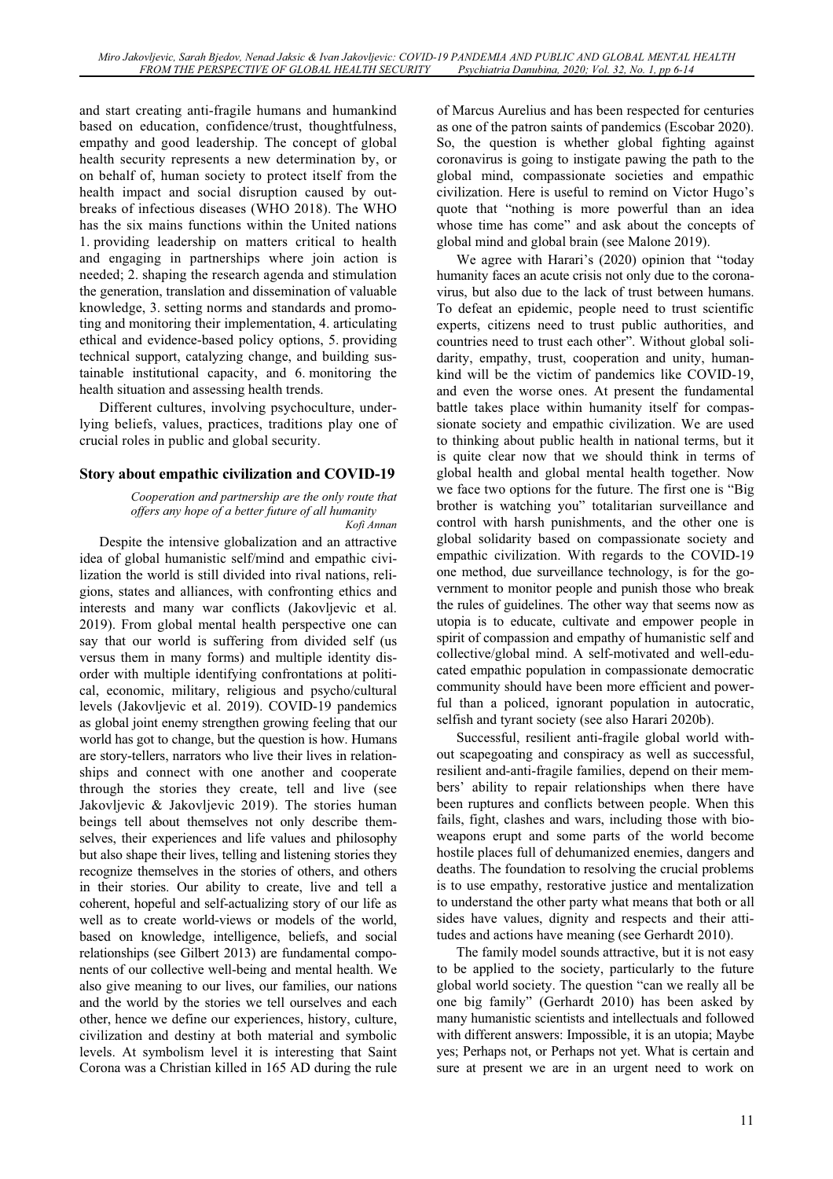and start creating anti-fragile humans and humankind based on education, confidence/trust, thoughtfulness, empathy and good leadership. The concept of global health security represents a new determination by, or on behalf of, human society to protect itself from the health impact and social disruption caused by outbreaks of infectious diseases (WHO 2018). The WHO has the six mains functions within the United nations 1. providing leadership on matters critical to health and engaging in partnerships where join action is needed; 2. shaping the research agenda and stimulation the generation, translation and dissemination of valuable knowledge, 3. setting norms and standards and promoting and monitoring their implementation, 4. articulating ethical and evidence-based policy options, 5. providing technical support, catalyzing change, and building sustainable institutional capacity, and 6. monitoring the health situation and assessing health trends.

Different cultures, involving psychoculture, underlying beliefs, values, practices, traditions play one of crucial roles in public and global security.

## Story about empathic civilization and COVID-19

> *Cooperation and partnership are the only route that offers any hope of a better future of all humanity*
> *Kofi Annan*

Despite the intensive globalization and an attractive idea of global humanistic self/mind and empathic civilization the world is still divided into rival nations, religions, states and alliances, with confronting ethics and interests and many war conflicts (Jakovljevic et al. 2019). From global mental health perspective one can say that our world is suffering from divided self (us versus them in many forms) and multiple identity disorder with multiple identifying confrontations at political, economic, military, religious and psycho/cultural levels (Jakovljevic et al. 2019). COVID-19 pandemics as global joint enemy strengthen growing feeling that our world has got to change, but the question is how. Humans are story-tellers, narrators who live their lives in relationships and connect with one another and cooperate through the stories they create, tell and live (see Jakovljevic & Jakovljevic 2019). The stories human beings tell about themselves not only describe themselves, their experiences and life values and philosophy but also shape their lives, telling and listening stories they recognize themselves in the stories of others, and others in their stories. Our ability to create, live and tell a coherent, hopeful and self-actualizing story of our life as well as to create world-views or models of the world, based on knowledge, intelligence, beliefs, and social relationships (see Gilbert 2013) are fundamental components of our collective well-being and mental health. We also give meaning to our lives, our families, our nations and the world by the stories we tell ourselves and each other, hence we define our experiences, history, culture, civilization and destiny at both material and symbolic levels. At symbolism level it is interesting that Saint Corona was a Christian killed in 165 AD during the rule of Marcus Aurelius and has been respected for centuries as one of the patron saints of pandemics (Escobar 2020). So, the question is whether global fighting against coronavirus is going to instigate pawing the path to the global mind, compassionate societies and empathic civilization. Here is useful to remind on Victor Hugo's quote that "nothing is more powerful than an idea whose time has come" and ask about the concepts of global mind and global brain (see Malone 2019).

We agree with Harari's (2020) opinion that "today humanity faces an acute crisis not only due to the coronavirus, but also due to the lack of trust between humans. To defeat an epidemic, people need to trust scientific experts, citizens need to trust public authorities, and countries need to trust each other". Without global solidarity, empathy, trust, cooperation and unity, humankind will be the victim of pandemics like COVID-19, and even the worse ones. At present the fundamental battle takes place within humanity itself for compassionate society and empathic civilization. We are used to thinking about public health in national terms, but it is quite clear now that we should think in terms of global health and global mental health together. Now we face two options for the future. The first one is "Big brother is watching you" totalitarian surveillance and control with harsh punishments, and the other one is global solidarity based on compassionate society and empathic civilization. With regards to the COVID-19 one method, due surveillance technology, is for the government to monitor people and punish those who break the rules of guidelines. The other way that seems now as utopia is to educate, cultivate and empower people in spirit of compassion and empathy of humanistic self and collective/global mind. A self-motivated and well-educated empathic population in compassionate democratic community should have been more efficient and powerful than a policed, ignorant population in autocratic, selfish and tyrant society (see also Harari 2020b).

Successful, resilient anti-fragile global world without scapegoating and conspiracy as well as successful, resilient and-anti-fragile families, depend on their members' ability to repair relationships when there have been ruptures and conflicts between people. When this fails, fight, clashes and wars, including those with bioweapons erupt and some parts of the world become hostile places full of dehumanized enemies, dangers and deaths. The foundation to resolving the crucial problems is to use empathy, restorative justice and mentalization to understand the other party what means that both or all sides have values, dignity and respects and their attitudes and actions have meaning (see Gerhardt 2010).

The family model sounds attractive, but it is not easy to be applied to the society, particularly to the future global world society. The question "can we really all be one big family" (Gerhardt 2010) has been asked by many humanistic scientists and intellectuals and followed with different answers: Impossible, it is an utopia; Maybe yes; Perhaps not, or Perhaps not yet. What is certain and sure at present we are in an urgent need to work on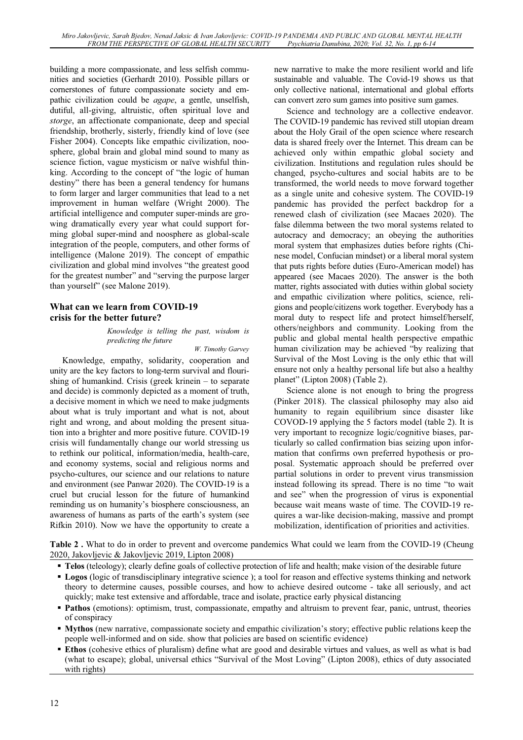building a more compassionate, and less selfish communities and societies (Gerhardt 2010). Possible pillars or cornerstones of future compassionate society and empathic civilization could be *agape*, a gentle, unselfish, dutiful, all-giving, altruistic, often spiritual love and *storge*, an affectionate companionate, deep and special friendship, brotherly, sisterly, friendly kind of love (see Fisher 2004). Concepts like empathic civilization, noosphere, global brain and global mind sound to many as science fiction, vague mysticism or naïve wishful thinking. According to the concept of "the logic of human destiny" there has been a general tendency for humans to form larger and larger communities that lead to a net improvement in human welfare (Wright 2000). The artificial intelligence and computer super-minds are growing dramatically every year what could support forming global super-mind and noosphere as global-scale integration of the people, computers, and other forms of intelligence (Malone 2019). The concept of empathic civilization and global mind involves "the greatest good for the greatest number" and "serving the purpose larger than yourself" (see Malone 2019).

## What can we learn from COVID-19 crisis for the better future?

> *Knowledge is telling the past, wisdom is predicting the future*
>
> *W. Timothy Garvey*

Knowledge, empathy, solidarity, cooperation and unity are the key factors to long-term survival and flourishing of humankind. Crisis (greek krinein – to separate and decide) is commonly depicted as a moment of truth, a decisive moment in which we need to make judgments about what is truly important and what is not, about right and wrong, and about molding the present situation into a brighter and more positive future. COVID-19 crisis will fundamentally change our world stressing us to rethink our political, information/media, health-care, and economy systems, social and religious norms and psycho-cultures, our science and our relations to nature and environment (see Panwar 2020). The COVID-19 is a cruel but crucial lesson for the future of humankind reminding us on humanity's biosphere consciousness, an awareness of humans as parts of the earth's system (see Rifkin 2010). Now we have the opportunity to create a new narrative to make the more resilient world and life sustainable and valuable. The Covid-19 shows us that only collective national, international and global efforts can convert zero sum games into positive sum games.

Science and technology are a collective endeavor. The COVID-19 pandemic has revived still utopian dream about the Holy Grail of the open science where research data is shared freely over the Internet. This dream can be achieved only within empathic global society and civilization. Institutions and regulation rules should be changed, psycho-cultures and social habits are to be transformed, the world needs to move forward together as a single unite and cohesive system. The COVID-19 pandemic has provided the perfect backdrop for a renewed clash of civilization (see Macaes 2020). The false dilemma between the two moral systems related to autocracy and democracy; an obeying the authorities moral system that emphasizes duties before rights (Chinese model, Confucian mindset) or a liberal moral system that puts rights before duties (Euro-American model) has appeared (see Macaes 2020). The answer is the both matter, rights associated with duties within global society and empathic civilization where politics, science, religions and people/citizens work together. Everybody has a moral duty to respect life and protect himself/herself, others/neighbors and community. Looking from the public and global mental health perspective empathic human civilization may be achieved "by realizing that Survival of the Most Loving is the only ethic that will ensure not only a healthy personal life but also a healthy planet" (Lipton 2008) (Table 2).

Science alone is not enough to bring the progress (Pinker 2018). The classical philosophy may also aid humanity to regain equilibrium since disaster like COVOD-19 applying the 5 factors model (table 2). It is very important to recognize logic/cognitive biases, particularly so called confirmation bias seizing upon information that confirms own preferred hypothesis or proposal. Systematic approach should be preferred over partial solutions in order to prevent virus transmission instead following its spread. There is no time "to wait and see" when the progression of virus is exponential because wait means waste of time. The COVID-19 requires a war-like decision-making, massive and prompt mobilization, identification of priorities and activities.

**Table 2 .** What to do in order to prevent and overcome pandemics What could we learn from the COVID-19 (Cheung 2020, Jakovljevic & Jakovljevic 2019, Lipton 2008)

- **Telos** (teleology); clearly define goals of collective protection of life and health; make vision of the desirable future
- **Logos** (logic of transdisciplinary integrative science ); a tool for reason and effective systems thinking and network theory to determine causes, possible courses, and how to achieve desired outcome - take all seriously, and act quickly; make test extensive and affordable, trace and isolate, practice early physical distancing
- **Pathos** (emotions): optimism, trust, compassionate, empathy and altruism to prevent fear, panic, untrust, theories of conspiracy
- **Mythos** (new narrative, compassionate society and empathic civilization's story; effective public relations keep the people well-informed and on side. show that policies are based on scientific evidence)
- **Ethos** (cohesive ethics of pluralism) define what are good and desirable virtues and values, as well as what is bad (what to escape); global, universal ethics "Survival of the Most Loving" (Lipton 2008), ethics of duty associated with rights)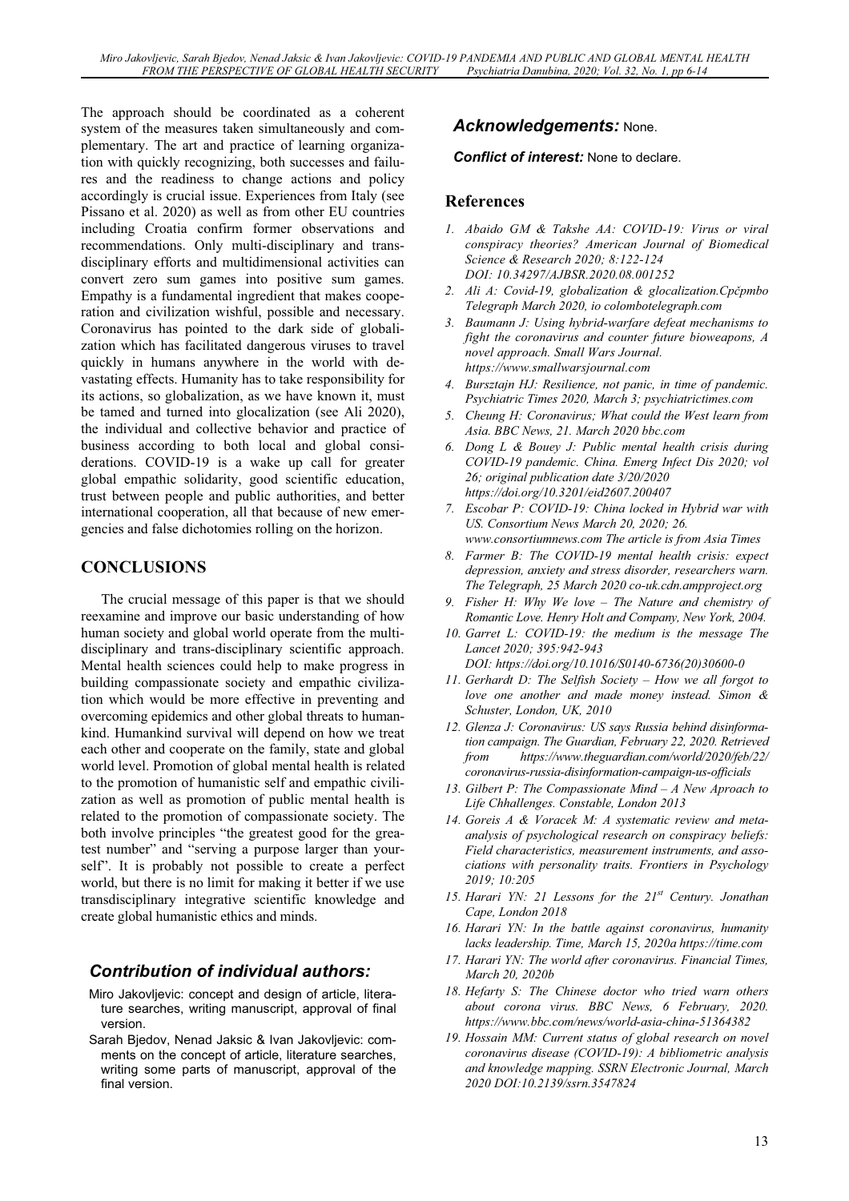The approach should be coordinated as a coherent system of the measures taken simultaneously and complementary. The art and practice of learning organization with quickly recognizing, both successes and failures and the readiness to change actions and policy accordingly is crucial issue. Experiences from Italy (see Pissano et al. 2020) as well as from other EU countries including Croatia confirm former observations and recommendations. Only multi-disciplinary and trans-disciplinary efforts and multidimensional activities can convert zero sum games into positive sum games. Empathy is a fundamental ingredient that makes cooperation and civilization wishful, possible and necessary. Coronavirus has pointed to the dark side of globalization which has facilitated dangerous viruses to travel quickly in humans anywhere in the world with devastating effects. Humanity has to take responsibility for its actions, so globalization, as we have known it, must be tamed and turned into glocalization (see Ali 2020), the individual and collective behavior and practice of business according to both local and global considerations. COVID-19 is a wake up call for greater global empathic solidarity, good scientific education, trust between people and public authorities, and better international cooperation, all that because of new emergencies and false dichotomies rolling on the horizon.

## CONCLUSIONS

The crucial message of this paper is that we should reexamine and improve our basic understanding of how human society and global world operate from the multi-disciplinary and trans-disciplinary scientific approach. Mental health sciences could help to make progress in building compassionate society and empathic civilization which would be more effective in preventing and overcoming epidemics and other global threats to humankind. Humankind survival will depend on how we treat each other and cooperate on the family, state and global world level. Promotion of global mental health is related to the promotion of humanistic self and empathic civilization as well as promotion of public mental health is related to the promotion of compassionate society. The both involve principles "the greatest good for the greatest number" and "serving a purpose larger than yourself". It is probably not possible to create a perfect world, but there is no limit for making it better if we use transdisciplinary integrative scientific knowledge and create global humanistic ethics and minds.

### *Contribution of individual authors:*

Miro Jakovljevic: concept and design of article, literature searches, writing manuscript, approval of final version.

Sarah Bjedov, Nenad Jaksic & Ivan Jakovljevic: comments on the concept of article, literature searches, writing some parts of manuscript, approval of the final version.

### *Acknowledgements:* None.

***Conflict of interest:*** None to declare.

## References

1. *Abaido GM & Takshe AA: COVID-19: Virus or viral conspiracy theories? American Journal of Biomedical Science & Research 2020; 8:122-124 DOI: 10.34297/AJBSR.2020.08.001252*
2. *Ali A: Covid-19, globalization & glocalization.Cpčpmbo Telegraph March 2020, io colombotelegraph.com*
3. *Baumann J: Using hybrid-warfare defeat mechanisms to fight the coronavirus and counter future bioweapons, A novel approach. Small Wars Journal. https://www.smallwarsjournal.com*
4. *Bursztajn HJ: Resilience, not panic, in time of pandemic. Psychiatric Times 2020, March 3; psychiatrictimes.com*
5. *Cheung H: Coronavirus; What could the West learn from Asia. BBC News, 21. March 2020 bbc.com*
6. *Dong L & Bouey J: Public mental health crisis during COVID-19 pandemic. China. Emerg Infect Dis 2020; vol 26; original publication date 3/20/2020 https://doi.org/10.3201/eid2607.200407*
7. *Escobar P: COVID-19: China locked in Hybrid war with US. Consortium News March 20, 2020; 26. www.consortiumnews.com The article is from Asia Times*
8. *Farmer B: The COVID-19 mental health crisis: expect depression, anxiety and stress disorder, researchers warn. The Telegraph, 25 March 2020 co-uk.cdn.ampproject.org*
9. *Fisher H: Why We love – The Nature and chemistry of Romantic Love. Henry Holt and Company, New York, 2004.*
10. *Garret L: COVID-19: the medium is the message The Lancet 2020; 395:942-943 DOI: https://doi.org/10.1016/S0140-6736(20)30600-0*
11. *Gerhardt D: The Selfish Society – How we all forgot to love one another and made money instead. Simon & Schuster, London, UK, 2010*
12. *Glenza J: Coronavirus: US says Russia behind disinformation campaign. The Guardian, February 22, 2020. Retrieved from https://www.theguardian.com/world/2020/feb/22/coronavirus-russia-disinformation-campaign-us-officials*
13. *Gilbert P: The Compassionate Mind – A New Aproach to Life Chhallenges. Constable, London 2013*
14. *Goreis A & Voracek M: A systematic review and meta-analysis of psychological research on conspiracy beliefs: Field characteristics, measurement instruments, and associations with personality traits. Frontiers in Psychology 2019; 10:205*
15. *Harari YN: 21 Lessons for the 21st Century. Jonathan Cape, London 2018*
16. *Harari YN: In the battle against coronavirus, humanity lacks leadership. Time, March 15, 2020a https://time.com*
17. *Harari YN: The world after coronavirus. Financial Times, March 20, 2020b*
18. *Hefarty S: The Chinese doctor who tried warn others about corona virus. BBC News, 6 February, 2020. https://www.bbc.com/news/world-asia-china-51364382*
19. *Hossain MM: Current status of global research on novel coronavirus disease (COVID-19): A bibliometric analysis and knowledge mapping. SSRN Electronic Journal, March 2020 DOI:10.2139/ssrn.3547824*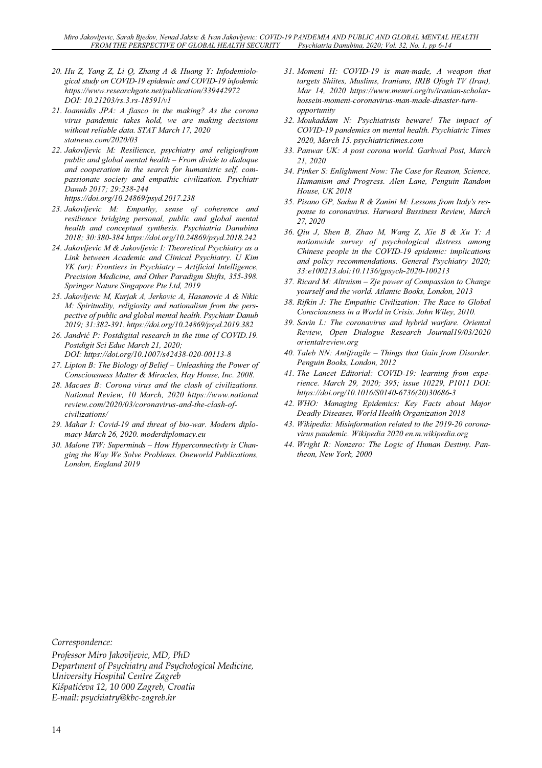20. *Hu Z, Yang Z, Li Q, Zhang A & Huang Y: Infodemiological study on COVID-19 epidemic and COVID-19 infodemic https://www.researchgate.net/publication/339442972 DOI: 10.21203/rs.3.rs-18591/v1*
21. *Ioannidis JPA: A fiasco in the making? As the corona virus pandemic takes hold, we are making decisions without reliable data. STAT March 17, 2020 statnews.com/2020/03*
22. *Jakovljevic M: Resilience, psychiatry and religionfrom public and global mental health – From divide to dialoque and cooperation in the search for humanistic self, compassionate society and empathic civilization. Psychiatr Danub 2017; 29:238-244 https://doi.org/10.24869/psyd.2017.238*
23. *Jakovljevic M: Empathy, sense of coherence and resilience bridging personal, public and global mental health and conceptual synthesis. Psychiatria Danubina 2018; 30:380-384 https://doi.org/10.24869/psyd.2018.242*
24. *Jakovljevic M & Jakovljevic I: Theoretical Psychiatry as a Link between Academic and Clinical Psychiatry. U Kim YK (ur): Frontiers in Psychiatry – Artificial Intelligence, Precision Medicine, and Other Paradigm Shifts, 355-398. Springer Nature Singapore Pte Ltd, 2019*
25. *Jakovljevic M, Kurjak A, Jerkovic A, Hasanovic A & Nikic M: Spirituality, religiosity and nationalism from the perspective of public and global mental health. Psychiatr Danub 2019; 31:382-391. https://doi.org/10.24869/psyd.2019.382*
26. *Jandrić P: Postdigital research in the time of COVID.19. Postdigit Sci Educ March 21, 2020; DOI: https://doi.org/10.1007/s42438-020-00113-8*
27. *Lipton B: The Biology of Belief – Unleashing the Power of Consciousness Matter & Miracles, Hay House, Inc. 2008.*
28. *Macaes B: Corona virus and the clash of civilizations. National Review, 10 March, 2020 https://www.nationalreview.com/2020/03/coronavirus-and-the-clash-of-civilizations/*
29. *Mahar I: Covid-19 and threat of bio-war. Modern diplomacy March 26, 2020. moderdiplomacy.eu*
30. *Malone TW: Superminds – How Hyperconnectivty is Changing the Way We Solve Problems. Oneworld Publications, London, England 2019*
31. *Momeni H: COVID-19 is man-made, A weapon that targets Shiites, Muslims, Iranians, IRIB Ofogh TV (Iran), Mar 14, 2020 https://www.memri.org/tv/iranian-scholar-hossein-momeni-coronavirus-man-made-disaster-turn-opportunity*
32. *Moukaddam N: Psychiatrists beware! The impact of COVID-19 pandemics on mental health. Psychiatric Times 2020, March 15. psychiatrictimes.com*
33. *Panwar UK: A post corona world. Garhwal Post, March 21, 2020*
34. *Pinker S: Enlightment Now: The Case for Reason, Science, Humanism and Progress. Alen Lane, Penguin Random House, UK 2018*
35. *Pisano GP, Sadun R & Zanini M: Lessons from Italy's response to coronavirus. Harward Bussiness Review, March 27, 2020*
36. *Qiu J, Shen B, Zhao M, Wang Z, Xie B & Xu Y: A nationwide survey of psychological distress among Chinese people in the COVID-19 epidemic: implications and policy recommendations. General Psychiatry 2020; 33:e100213.doi:10.1136/gpsych-2020-100213*
37. *Ricard M: Altruism – Zje power of Compassion to Change yourself and the world. Atlantic Books, London, 2013*
38. *Rifkin J: The Empathic Civilization: The Race to Global Consciousness in a World in Crisis. John Wiley, 2010.*
39. *Savin L: The coronavirus and hybrid warfare. Oriental Review, Open Dialogue Research Journal19/03/2020 orientalreview.org*
40. *Taleb NN: Antifragile – Things that Gain from Disorder. Penguin Books, London, 2012*
41. *The Lancet Editorial: COVID-19: learning from experience. March 29, 2020; 395; issue 10229, P1011 DOI: https://doi.org/10.1016/S0140-6736(20)30686-3*
42. *WHO: Managing Epidemics: Key Facts about Major Deadly Diseases, World Health Organization 2018*
43. *Wikipedia: Misinformation related to the 2019-20 coronavirus pandemic. Wikipedia 2020 en.m.wikipedia.org*
44. *Wright R: Nonzero: The Logic of Human Destiny. Pantheon, New York, 2000*

*Correspondence:*
*Professor Miro Jakovljevic, MD, PhD*
*Department of Psychiatry and Psychological Medicine,*
*University Hospital Centre Zagreb*
*Kišpatićeva 12, 10 000 Zagreb, Croatia*
*E-mail: psychiatry@kbc-zagreb.hr*